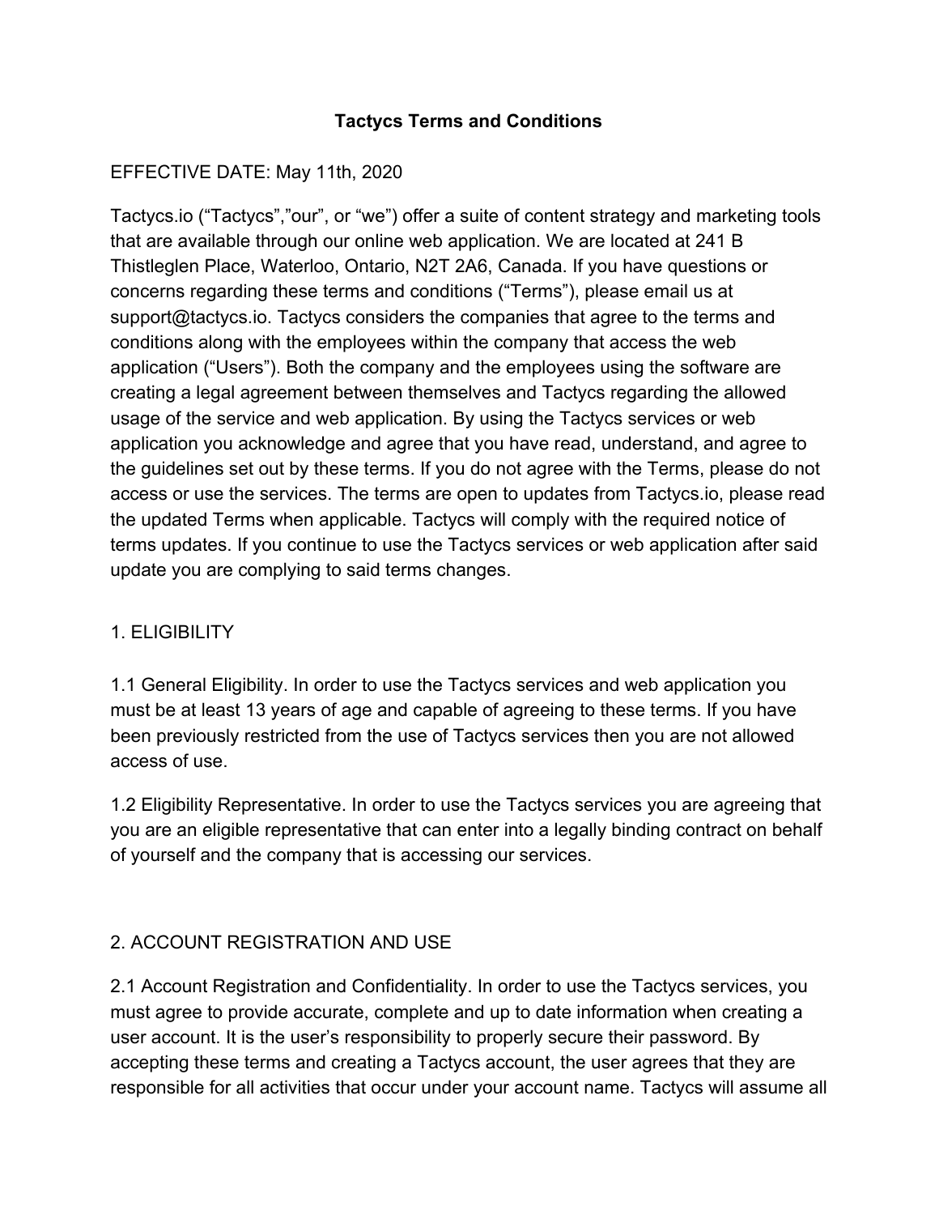# Tactycs Terms and Conditions

EFFECTIVE DATE: May 11th, 2020

Tactycs.io ("Tactycs","our", or "we") offer a suite of content strategy and marketing tools that are available through our online web application. We are located at 241 B Thistleglen Place, Waterloo, Ontario, N2T 2A6, Canada. If you have questions or concerns regarding these terms and conditions ("Terms"), please email us at support@tactycs.io. Tactycs considers the companies that agree to the terms and conditions along with the employees within the company that access the web application ("Users"). Both the company and the employees using the software are creating a legal agreement between themselves and Tactycs regarding the allowed usage of the service and web application. By using the Tactycs services or web application you acknowledge and agree that you have read, understand, and agree to the guidelines set out by these terms. If you do not agree with the Terms, please do not access or use the services. The terms are open to updates from Tactycs.io, please read the updated Terms when applicable. Tactycs will comply with the required notice of terms updates. If you continue to use the Tactycs services or web application after said update you are complying to said terms changes.

## 1. ELIGIBILITY

1.1 General Eligibility. In order to use the Tactycs services and web application you must be at least 13 years of age and capable of agreeing to these terms. If you have been previously restricted from the use of Tactycs services then you are not allowed access of use.

1.2 Eligibility Representative. In order to use the Tactycs services you are agreeing that you are an eligible representative that can enter into a legally binding contract on behalf of yourself and the company that is accessing our services.

## 2. ACCOUNT REGISTRATION AND USE

2.1 Account Registration and Confidentiality. In order to use the Tactycs services, you must agree to provide accurate, complete and up to date information when creating a user account. It is the user's responsibility to properly secure their password. By accepting these terms and creating a Tactycs account, the user agrees that they are responsible for all activities that occur under your account name. Tactycs will assume all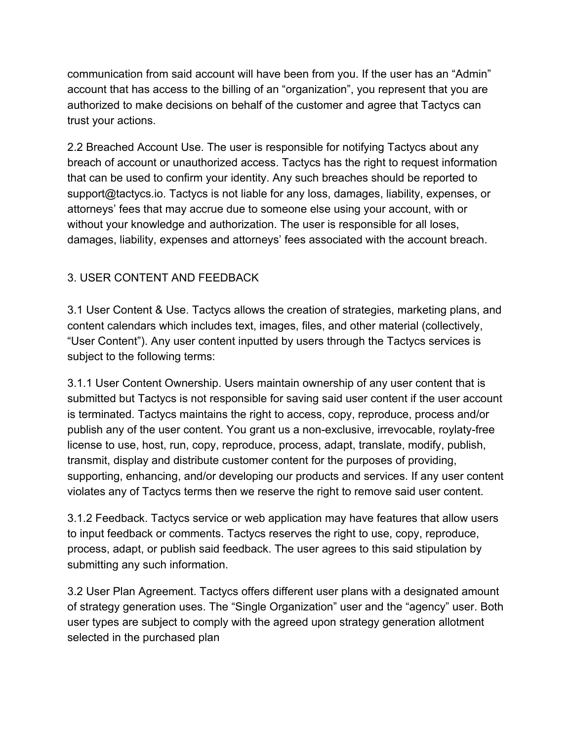communication from said account will have been from you. If the user has an “Admin” account that has access to the billing of an “organization”, you represent that you are authorized to make decisions on behalf of the customer and agree that Tactycs can trust your actions.

2.2 Breached Account Use. The user is responsible for notifying Tactycs about any breach of account or unauthorized access. Tactycs has the right to request information that can be used to confirm your identity. Any such breaches should be reported to support@tactycs.io. Tactycs is not liable for any loss, damages, liability, expenses, or attorneys’ fees that may accrue due to someone else using your account, with or without your knowledge and authorization. The user is responsible for all loses, damages, liability, expenses and attorneys’ fees associated with the account breach.

## 3. USER CONTENT AND FEEDBACK

3.1 User Content & Use. Tactycs allows the creation of strategies, marketing plans, and content calendars which includes text, images, files, and other material (collectively, “User Content”). Any user content inputted by users through the Tactycs services is subject to the following terms:

3.1.1 User Content Ownership. Users maintain ownership of any user content that is submitted but Tactycs is not responsible for saving said user content if the user account is terminated. Tactycs maintains the right to access, copy, reproduce, process and/or publish any of the user content. You grant us a non-exclusive, irrevocable, roylaty-free license to use, host, run, copy, reproduce, process, adapt, translate, modify, publish, transmit, display and distribute customer content for the purposes of providing, supporting, enhancing, and/or developing our products and services. If any user content violates any of Tactycs terms then we reserve the right to remove said user content.

3.1.2 Feedback. Tactycs service or web application may have features that allow users to input feedback or comments. Tactycs reserves the right to use, copy, reproduce, process, adapt, or publish said feedback. The user agrees to this said stipulation by submitting any such information.

3.2 User Plan Agreement. Tactycs offers different user plans with a designated amount of strategy generation uses. The “Single Organization” user and the “agency” user. Both user types are subject to comply with the agreed upon strategy generation allotment selected in the purchased plan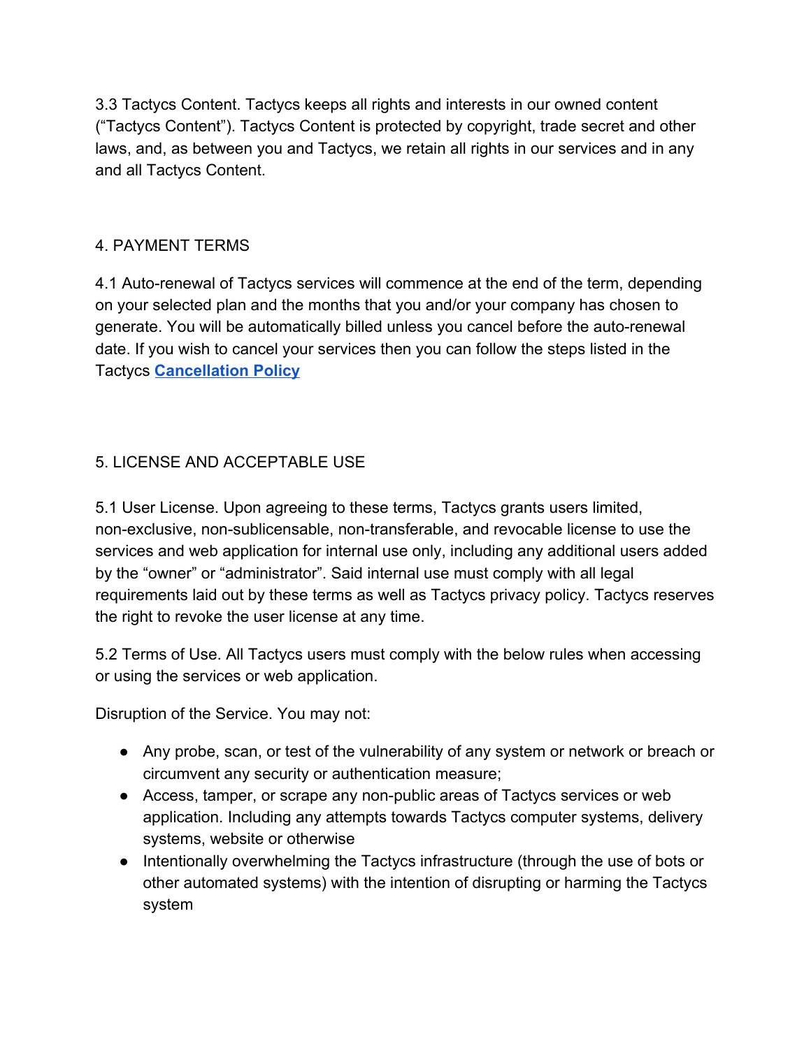3.3 Tactycs Content. Tactycs keeps all rights and interests in our owned content (“Tactycs Content”). Tactycs Content is protected by copyright, trade secret and other laws, and, as between you and Tactycs, we retain all rights in our services and in any and all Tactycs Content.

## 4. PAYMENT TERMS

4.1 Auto-renewal of Tactycs services will commence at the end of the term, depending on your selected plan and the months that you and/or your company has chosen to generate. You will be automatically billed unless you cancel before the auto-renewal date. If you wish to cancel your services then you can follow the steps listed in the Tactycs **Cancellation Policy**

## 5. LICENSE AND ACCEPTABLE USE

5.1 User License. Upon agreeing to these terms, Tactycs grants users limited, non-exclusive, non-sublicensable, non-transferable, and revocable license to use the services and web application for internal use only, including any additional users added by the “owner” or “administrator”. Said internal use must comply with all legal requirements laid out by these terms as well as Tactycs privacy policy. Tactycs reserves the right to revoke the user license at any time.

5.2 Terms of Use. All Tactycs users must comply with the below rules when accessing or using the services or web application.

Disruption of the Service. You may not:

- Any probe, scan, or test of the vulnerability of any system or network or breach or circumvent any security or authentication measure;
- Access, tamper, or scrape any non-public areas of Tactycs services or web application. Including any attempts towards Tactycs computer systems, delivery systems, website or otherwise
- Intentionally overwhelming the Tactycs infrastructure (through the use of bots or other automated systems) with the intention of disrupting or harming the Tactycs system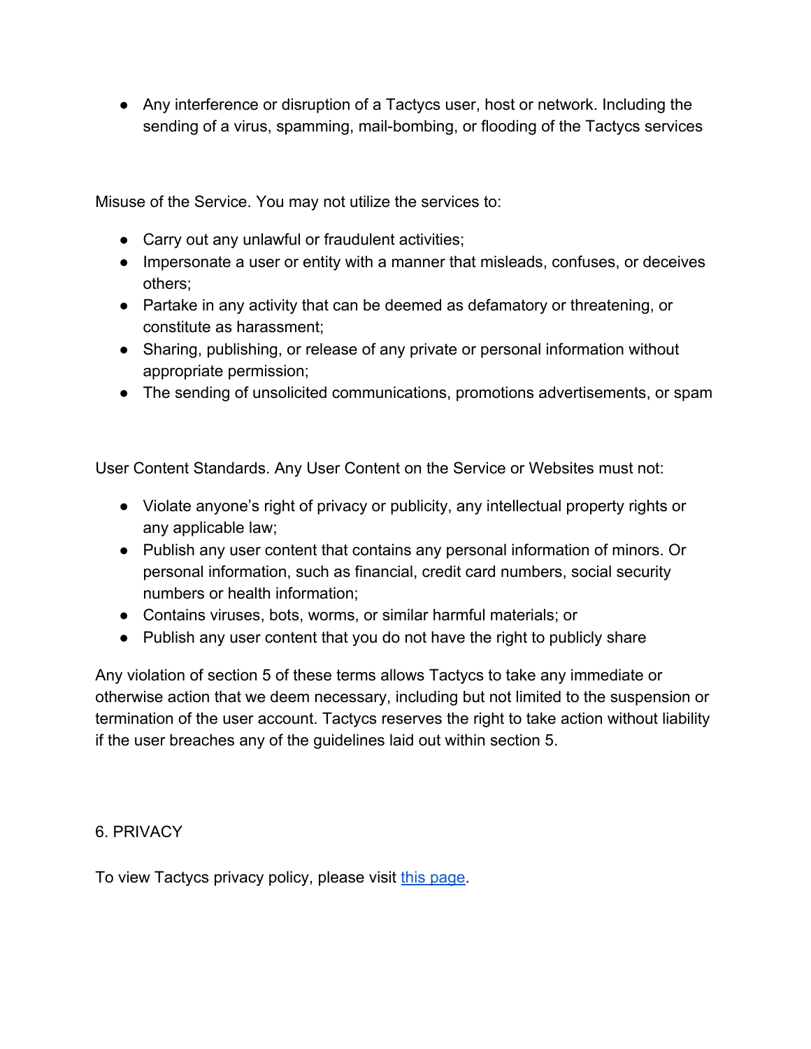- Any interference or disruption of a Tactycs user, host or network. Including the sending of a virus, spamming, mail-bombing, or flooding of the Tactycs services

Misuse of the Service. You may not utilize the services to:

- Carry out any unlawful or fraudulent activities;
- Impersonate a user or entity with a manner that misleads, confuses, or deceives others;
- Partake in any activity that can be deemed as defamatory or threatening, or constitute as harassment;
- Sharing, publishing, or release of any private or personal information without appropriate permission;
- The sending of unsolicited communications, promotions advertisements, or spam

User Content Standards. Any User Content on the Service or Websites must not:

- Violate anyone's right of privacy or publicity, any intellectual property rights or any applicable law;
- Publish any user content that contains any personal information of minors. Or personal information, such as financial, credit card numbers, social security numbers or health information;
- Contains viruses, bots, worms, or similar harmful materials; or
- Publish any user content that you do not have the right to publicly share

Any violation of section 5 of these terms allows Tactycs to take any immediate or otherwise action that we deem necessary, including but not limited to the suspension or termination of the user account. Tactycs reserves the right to take action without liability if the user breaches any of the guidelines laid out within section 5.

## 6. PRIVACY

To view Tactycs privacy policy, please visit [this page].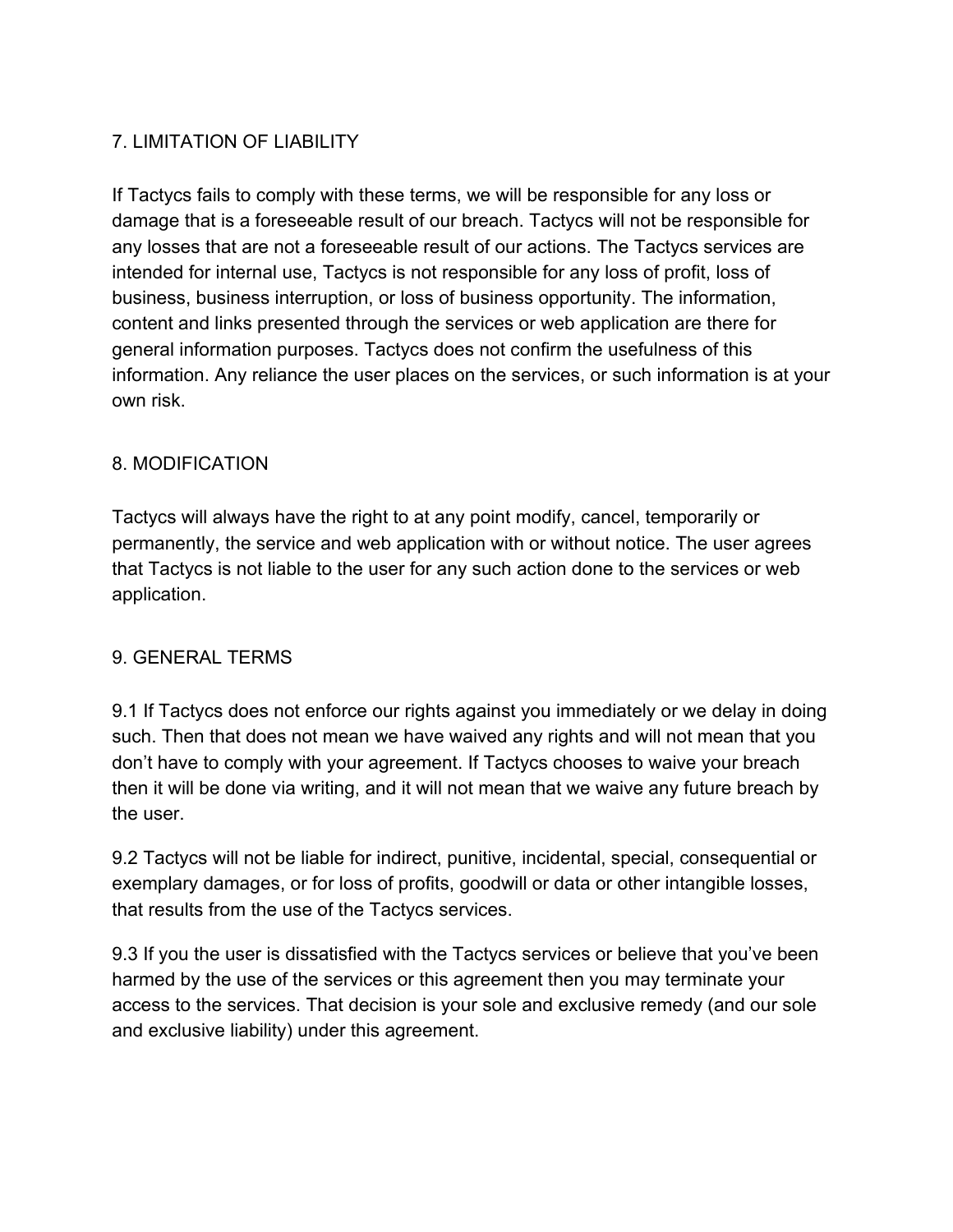## 7. LIMITATION OF LIABILITY

If Tactycs fails to comply with these terms, we will be responsible for any loss or damage that is a foreseeable result of our breach. Tactycs will not be responsible for any losses that are not a foreseeable result of our actions. The Tactycs services are intended for internal use, Tactycs is not responsible for any loss of profit, loss of business, business interruption, or loss of business opportunity. The information, content and links presented through the services or web application are there for general information purposes. Tactycs does not confirm the usefulness of this information. Any reliance the user places on the services, or such information is at your own risk.

## 8. MODIFICATION

Tactycs will always have the right to at any point modify, cancel, temporarily or permanently, the service and web application with or without notice. The user agrees that Tactycs is not liable to the user for any such action done to the services or web application.

## 9. GENERAL TERMS

9.1 If Tactycs does not enforce our rights against you immediately or we delay in doing such. Then that does not mean we have waived any rights and will not mean that you don't have to comply with your agreement. If Tactycs chooses to waive your breach then it will be done via writing, and it will not mean that we waive any future breach by the user.

9.2 Tactycs will not be liable for indirect, punitive, incidental, special, consequential or exemplary damages, or for loss of profits, goodwill or data or other intangible losses, that results from the use of the Tactycs services.

9.3 If you the user is dissatisfied with the Tactycs services or believe that you've been harmed by the use of the services or this agreement then you may terminate your access to the services. That decision is your sole and exclusive remedy (and our sole and exclusive liability) under this agreement.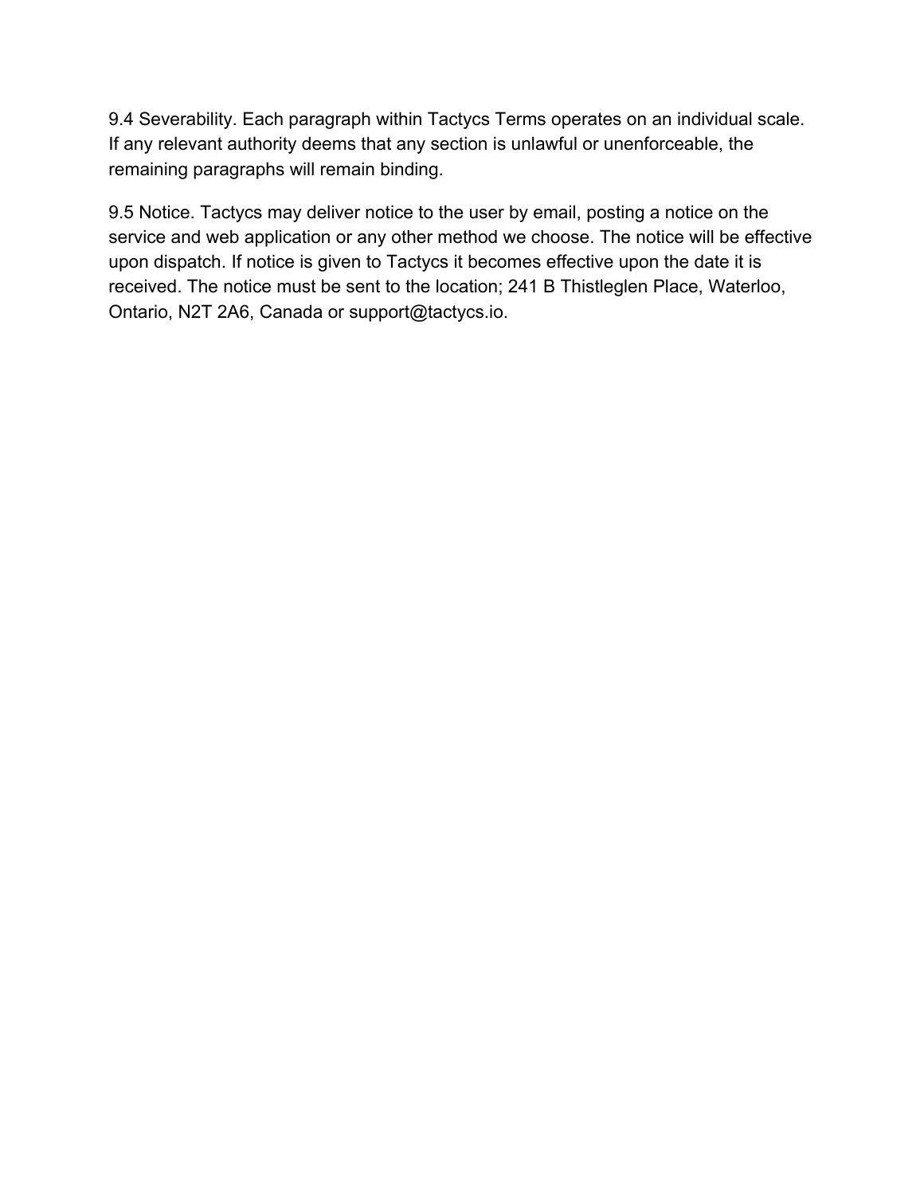9.4 Severability. Each paragraph within Tactycs Terms operates on an individual scale. If any relevant authority deems that any section is unlawful or unenforceable, the remaining paragraphs will remain binding.

9.5 Notice. Tactycs may deliver notice to the user by email, posting a notice on the service and web application or any other method we choose. The notice will be effective upon dispatch. If notice is given to Tactycs it becomes effective upon the date it is received. The notice must be sent to the location; 241 B Thistleglen Place, Waterloo, Ontario, N2T 2A6, Canada or support@tactycs.io.